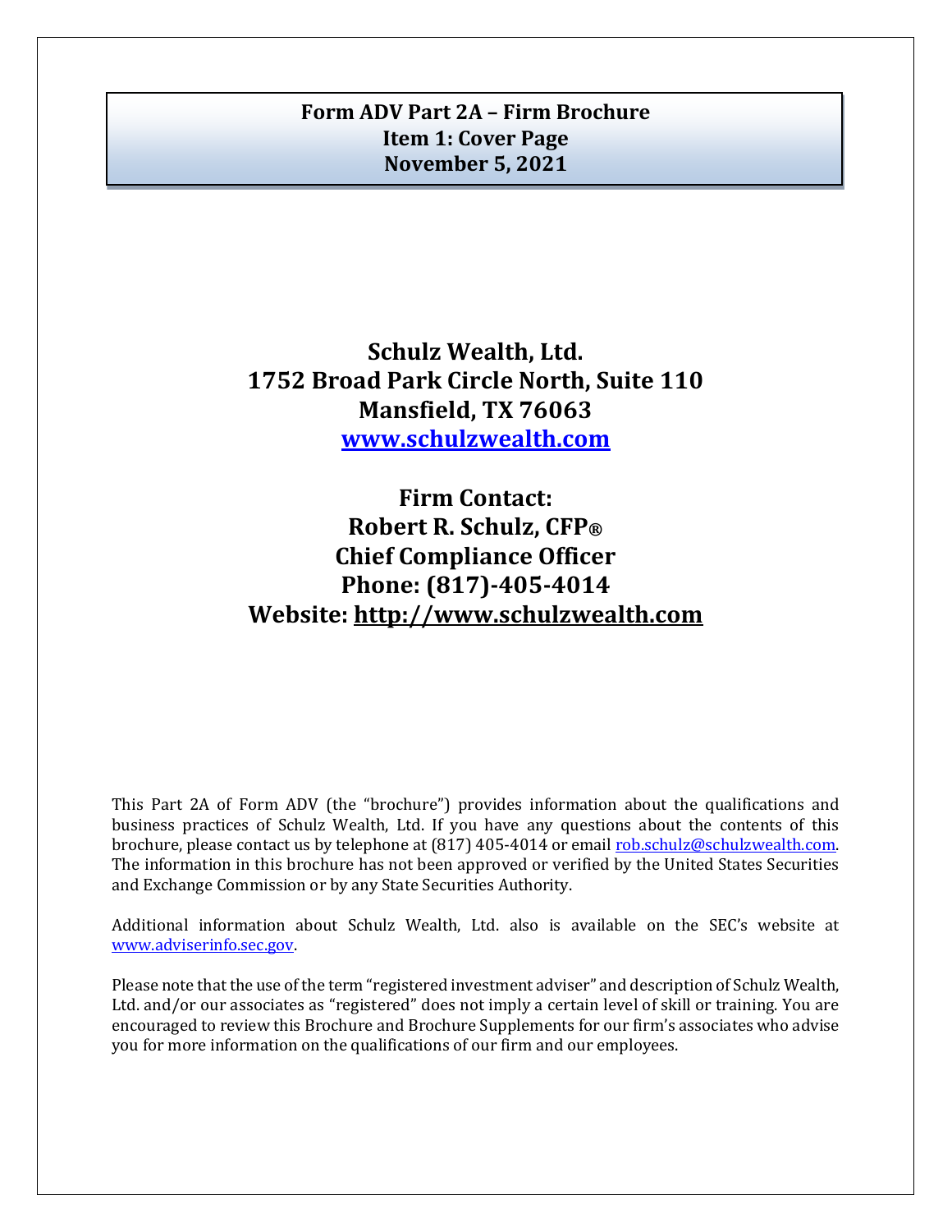# Form ADV Part 2A – Firm Brochure
## Item 1: Cover Page
## November 5, 2021

**Schulz Wealth, Ltd.**
**1752 Broad Park Circle North, Suite 110**
**Mansfield, TX 76063**
**www.schulzwealth.com**

**Firm Contact:**
**Robert R. Schulz, CFP®**
**Chief Compliance Officer**
**Phone: (817)-405-4014**
**Website: http://www.schulzwealth.com**

This Part 2A of Form ADV (the "brochure") provides information about the qualifications and business practices of Schulz Wealth, Ltd. If you have any questions about the contents of this brochure, please contact us by telephone at (817) 405-4014 or email rob.schulz@schulzwealth.com. The information in this brochure has not been approved or verified by the United States Securities and Exchange Commission or by any State Securities Authority.

Additional information about Schulz Wealth, Ltd. also is available on the SEC's website at www.adviserinfo.sec.gov.

Please note that the use of the term "registered investment adviser" and description of Schulz Wealth, Ltd. and/or our associates as "registered" does not imply a certain level of skill or training. You are encouraged to review this Brochure and Brochure Supplements for our firm's associates who advise you for more information on the qualifications of our firm and our employees.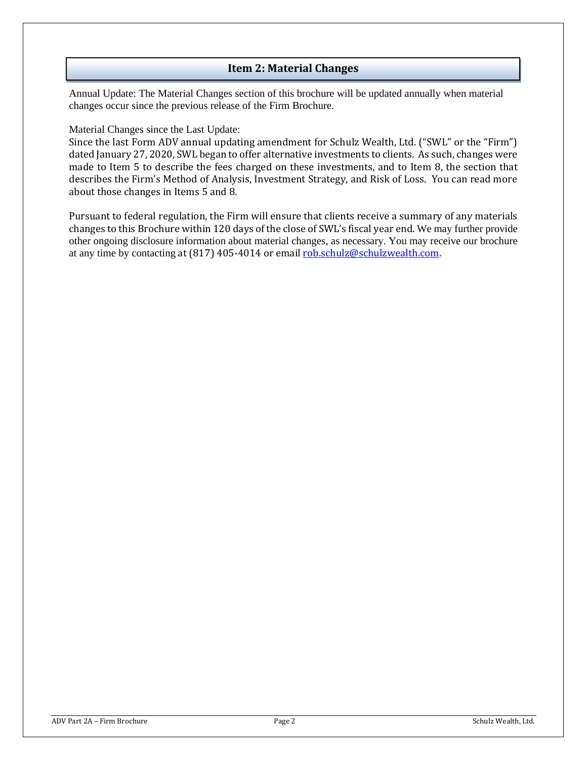## Item 2: Material Changes

Annual Update: The Material Changes section of this brochure will be updated annually when material changes occur since the previous release of the Firm Brochure.

Material Changes since the Last Update:
Since the last Form ADV annual updating amendment for Schulz Wealth, Ltd. ("SWL" or the "Firm") dated January 27, 2020, SWL began to offer alternative investments to clients. As such, changes were made to Item 5 to describe the fees charged on these investments, and to Item 8, the section that describes the Firm's Method of Analysis, Investment Strategy, and Risk of Loss. You can read more about those changes in Items 5 and 8.

Pursuant to federal regulation, the Firm will ensure that clients receive a summary of any materials changes to this Brochure within 120 days of the close of SWL's fiscal year end. We may further provide other ongoing disclosure information about material changes, as necessary. You may receive our brochure at any time by contacting at (817) 405-4014 or email rob.schulz@schulzwealth.com.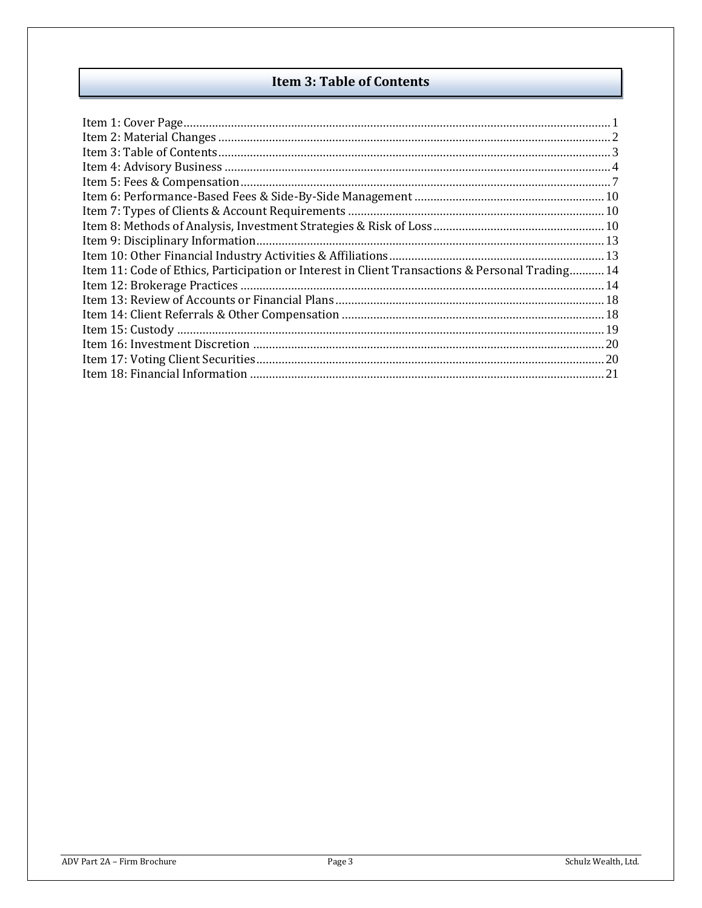# Item 3: Table of Contents

Item 1: Cover Page ........................................................................................................................ 1
Item 2: Material Changes ............................................................................................................. 2
Item 3: Table of Contents ............................................................................................................. 3
Item 4: Advisory Business ............................................................................................................ 4
Item 5: Fees & Compensation ...................................................................................................... 7
Item 6: Performance-Based Fees & Side-By-Side Management ............................................. 10
Item 7: Types of Clients & Account Requirements ................................................................... 10
Item 8: Methods of Analysis, Investment Strategies & Risk of Loss ....................................... 10
Item 9: Disciplinary Information ............................................................................................... 13
Item 10: Other Financial Industry Activities & Affiliations ...................................................... 13
Item 11: Code of Ethics, Participation or Interest in Client Transactions & Personal Trading ........... 14
Item 12: Brokerage Practices ..................................................................................................... 14
Item 13: Review of Accounts or Financial Plans ....................................................................... 18
Item 14: Client Referrals & Other Compensation ..................................................................... 18
Item 15: Custody ......................................................................................................................... 19
Item 16: Investment Discretion ................................................................................................. 20
Item 17: Voting Client Securities ................................................................................................ 20
Item 18: Financial Information .................................................................................................. 21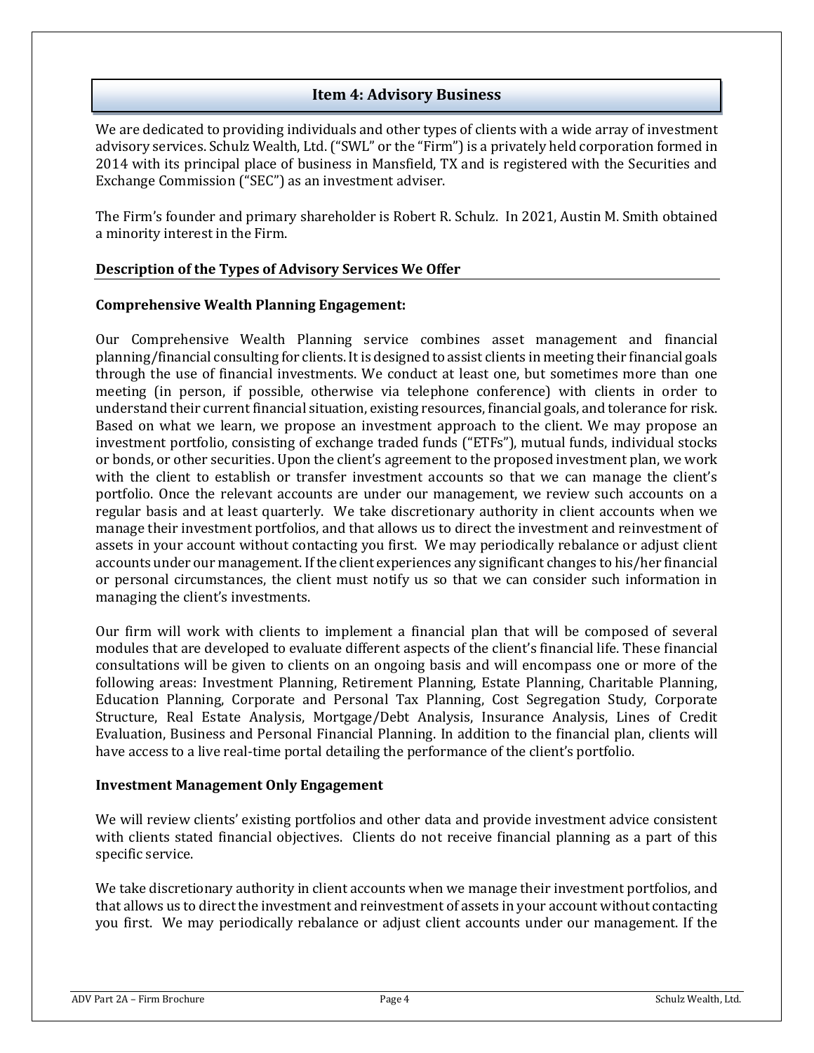## Item 4: Advisory Business

We are dedicated to providing individuals and other types of clients with a wide array of investment advisory services. Schulz Wealth, Ltd. ("SWL" or the "Firm") is a privately held corporation formed in 2014 with its principal place of business in Mansfield, TX and is registered with the Securities and Exchange Commission ("SEC") as an investment adviser.

The Firm's founder and primary shareholder is Robert R. Schulz. In 2021, Austin M. Smith obtained a minority interest in the Firm.

### Description of the Types of Advisory Services We Offer

**Comprehensive Wealth Planning Engagement:**

Our Comprehensive Wealth Planning service combines asset management and financial planning/financial consulting for clients. It is designed to assist clients in meeting their financial goals through the use of financial investments. We conduct at least one, but sometimes more than one meeting (in person, if possible, otherwise via telephone conference) with clients in order to understand their current financial situation, existing resources, financial goals, and tolerance for risk. Based on what we learn, we propose an investment approach to the client. We may propose an investment portfolio, consisting of exchange traded funds ("ETFs"), mutual funds, individual stocks or bonds, or other securities. Upon the client's agreement to the proposed investment plan, we work with the client to establish or transfer investment accounts so that we can manage the client's portfolio. Once the relevant accounts are under our management, we review such accounts on a regular basis and at least quarterly. We take discretionary authority in client accounts when we manage their investment portfolios, and that allows us to direct the investment and reinvestment of assets in your account without contacting you first. We may periodically rebalance or adjust client accounts under our management. If the client experiences any significant changes to his/her financial or personal circumstances, the client must notify us so that we can consider such information in managing the client's investments.

Our firm will work with clients to implement a financial plan that will be composed of several modules that are developed to evaluate different aspects of the client's financial life. These financial consultations will be given to clients on an ongoing basis and will encompass one or more of the following areas: Investment Planning, Retirement Planning, Estate Planning, Charitable Planning, Education Planning, Corporate and Personal Tax Planning, Cost Segregation Study, Corporate Structure, Real Estate Analysis, Mortgage/Debt Analysis, Insurance Analysis, Lines of Credit Evaluation, Business and Personal Financial Planning. In addition to the financial plan, clients will have access to a live real-time portal detailing the performance of the client's portfolio.

**Investment Management Only Engagement**

We will review clients' existing portfolios and other data and provide investment advice consistent with clients stated financial objectives. Clients do not receive financial planning as a part of this specific service.

We take discretionary authority in client accounts when we manage their investment portfolios, and that allows us to direct the investment and reinvestment of assets in your account without contacting you first. We may periodically rebalance or adjust client accounts under our management. If the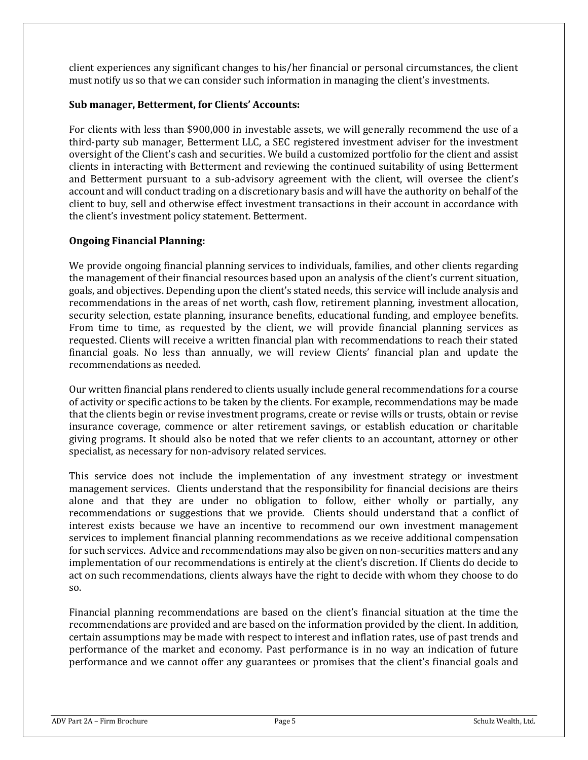client experiences any significant changes to his/her financial or personal circumstances, the client must notify us so that we can consider such information in managing the client's investments.

**Sub manager, Betterment, for Clients' Accounts:**

For clients with less than $900,000 in investable assets, we will generally recommend the use of a third-party sub manager, Betterment LLC, a SEC registered investment adviser for the investment oversight of the Client's cash and securities. We build a customized portfolio for the client and assist clients in interacting with Betterment and reviewing the continued suitability of using Betterment and Betterment pursuant to a sub-advisory agreement with the client, will oversee the client's account and will conduct trading on a discretionary basis and will have the authority on behalf of the client to buy, sell and otherwise effect investment transactions in their account in accordance with the client's investment policy statement. Betterment.

**Ongoing Financial Planning:**

We provide ongoing financial planning services to individuals, families, and other clients regarding the management of their financial resources based upon an analysis of the client's current situation, goals, and objectives. Depending upon the client's stated needs, this service will include analysis and recommendations in the areas of net worth, cash flow, retirement planning, investment allocation, security selection, estate planning, insurance benefits, educational funding, and employee benefits. From time to time, as requested by the client, we will provide financial planning services as requested. Clients will receive a written financial plan with recommendations to reach their stated financial goals. No less than annually, we will review Clients' financial plan and update the recommendations as needed.

Our written financial plans rendered to clients usually include general recommendations for a course of activity or specific actions to be taken by the clients. For example, recommendations may be made that the clients begin or revise investment programs, create or revise wills or trusts, obtain or revise insurance coverage, commence or alter retirement savings, or establish education or charitable giving programs. It should also be noted that we refer clients to an accountant, attorney or other specialist, as necessary for non-advisory related services.

This service does not include the implementation of any investment strategy or investment management services. Clients understand that the responsibility for financial decisions are theirs alone and that they are under no obligation to follow, either wholly or partially, any recommendations or suggestions that we provide. Clients should understand that a conflict of interest exists because we have an incentive to recommend our own investment management services to implement financial planning recommendations as we receive additional compensation for such services. Advice and recommendations may also be given on non-securities matters and any implementation of our recommendations is entirely at the client's discretion. If Clients do decide to act on such recommendations, clients always have the right to decide with whom they choose to do so.

Financial planning recommendations are based on the client's financial situation at the time the recommendations are provided and are based on the information provided by the client. In addition, certain assumptions may be made with respect to interest and inflation rates, use of past trends and performance of the market and economy. Past performance is in no way an indication of future performance and we cannot offer any guarantees or promises that the client's financial goals and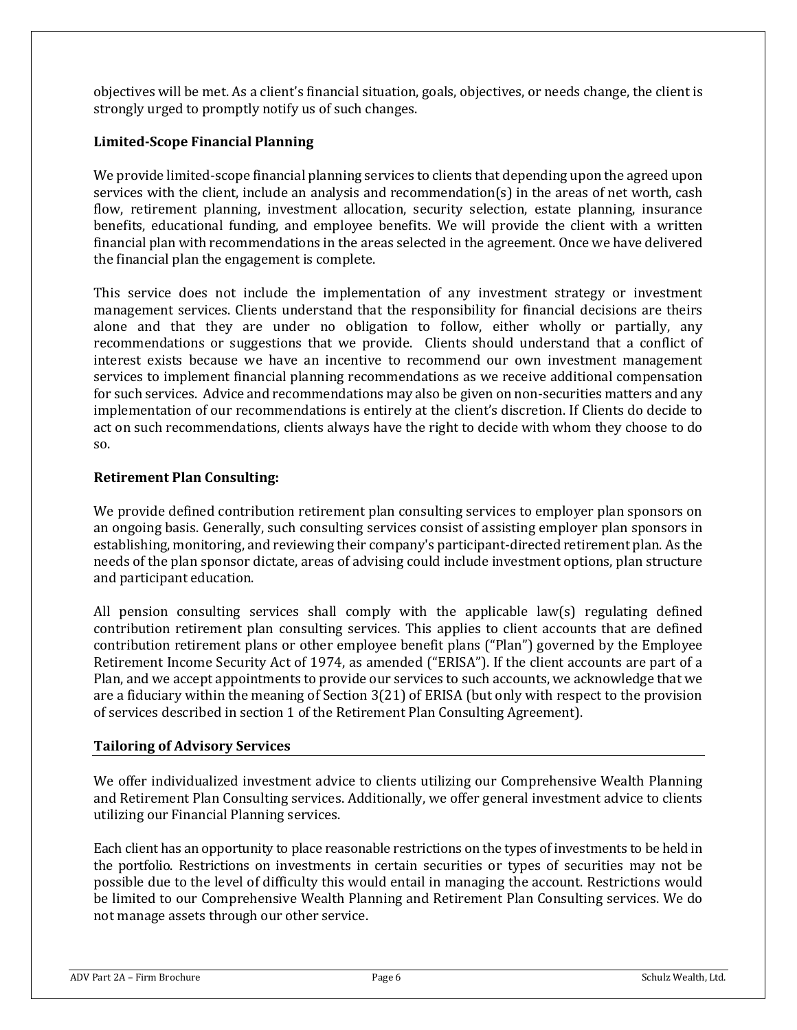objectives will be met. As a client's financial situation, goals, objectives, or needs change, the client is strongly urged to promptly notify us of such changes.

**Limited-Scope Financial Planning**

We provide limited-scope financial planning services to clients that depending upon the agreed upon services with the client, include an analysis and recommendation(s) in the areas of net worth, cash flow, retirement planning, investment allocation, security selection, estate planning, insurance benefits, educational funding, and employee benefits. We will provide the client with a written financial plan with recommendations in the areas selected in the agreement. Once we have delivered the financial plan the engagement is complete.

This service does not include the implementation of any investment strategy or investment management services. Clients understand that the responsibility for financial decisions are theirs alone and that they are under no obligation to follow, either wholly or partially, any recommendations or suggestions that we provide. Clients should understand that a conflict of interest exists because we have an incentive to recommend our own investment management services to implement financial planning recommendations as we receive additional compensation for such services. Advice and recommendations may also be given on non-securities matters and any implementation of our recommendations is entirely at the client's discretion. If Clients do decide to act on such recommendations, clients always have the right to decide with whom they choose to do so.

**Retirement Plan Consulting:**

We provide defined contribution retirement plan consulting services to employer plan sponsors on an ongoing basis. Generally, such consulting services consist of assisting employer plan sponsors in establishing, monitoring, and reviewing their company's participant-directed retirement plan. As the needs of the plan sponsor dictate, areas of advising could include investment options, plan structure and participant education.

All pension consulting services shall comply with the applicable law(s) regulating defined contribution retirement plan consulting services. This applies to client accounts that are defined contribution retirement plans or other employee benefit plans ("Plan") governed by the Employee Retirement Income Security Act of 1974, as amended ("ERISA"). If the client accounts are part of a Plan, and we accept appointments to provide our services to such accounts, we acknowledge that we are a fiduciary within the meaning of Section 3(21) of ERISA (but only with respect to the provision of services described in section 1 of the Retirement Plan Consulting Agreement).

## Tailoring of Advisory Services

We offer individualized investment advice to clients utilizing our Comprehensive Wealth Planning and Retirement Plan Consulting services. Additionally, we offer general investment advice to clients utilizing our Financial Planning services.

Each client has an opportunity to place reasonable restrictions on the types of investments to be held in the portfolio. Restrictions on investments in certain securities or types of securities may not be possible due to the level of difficulty this would entail in managing the account. Restrictions would be limited to our Comprehensive Wealth Planning and Retirement Plan Consulting services. We do not manage assets through our other service.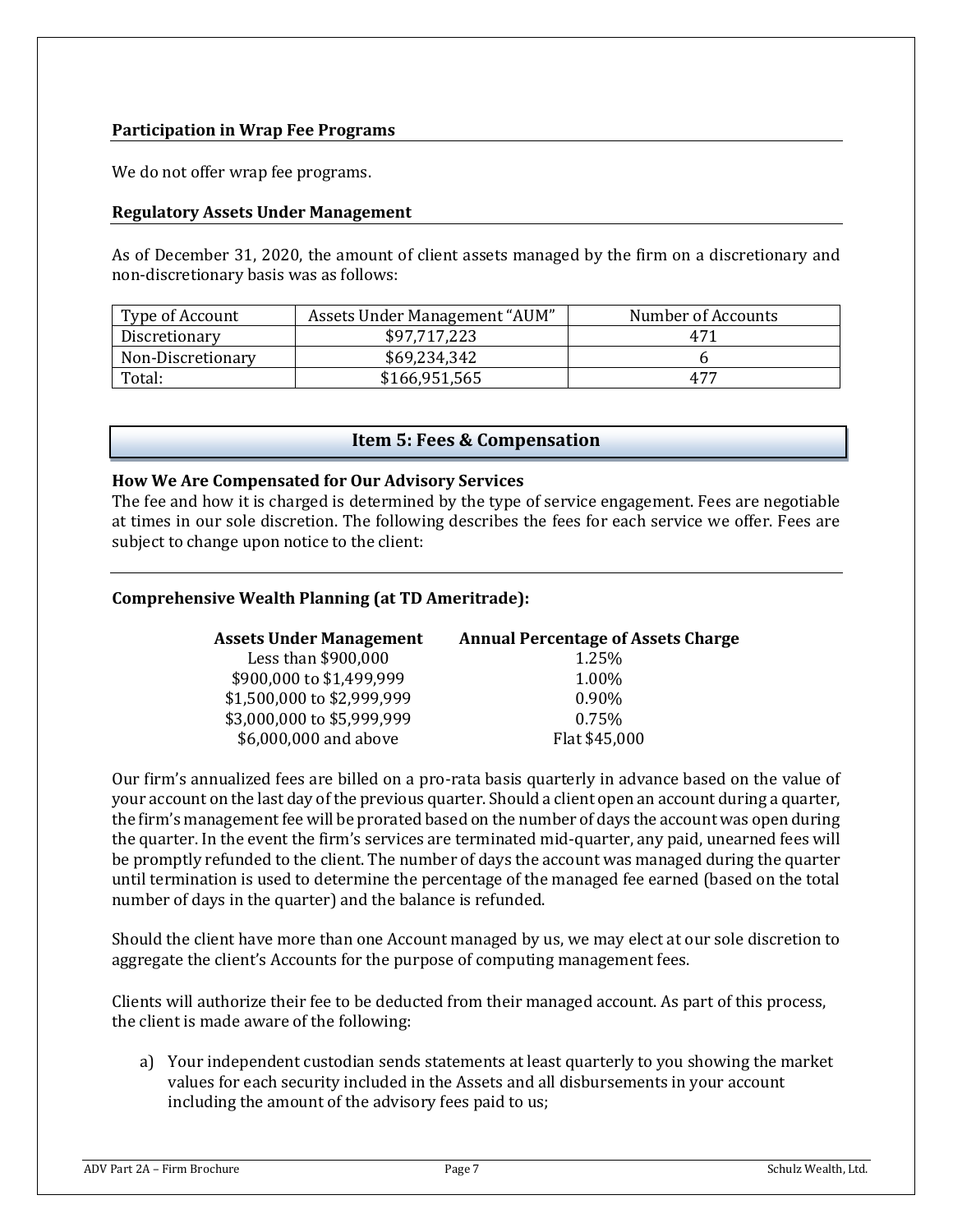### Participation in Wrap Fee Programs

We do not offer wrap fee programs.

### Regulatory Assets Under Management

As of December 31, 2020, the amount of client assets managed by the firm on a discretionary and non-discretionary basis was as follows:

| Type of Account | Assets Under Management "AUM" | Number of Accounts |
|---|---|---|
| Discretionary | $97,717,223 | 471 |
| Non-Discretionary | $69,234,342 | 6 |
| Total: | $166,951,565 | 477 |

## Item 5: Fees & Compensation

### How We Are Compensated for Our Advisory Services

The fee and how it is charged is determined by the type of service engagement. Fees are negotiable at times in our sole discretion. The following describes the fees for each service we offer. Fees are subject to change upon notice to the client:

### Comprehensive Wealth Planning (at TD Ameritrade):

| Assets Under Management | Annual Percentage of Assets Charge |
|---|---|
| Less than $900,000 | 1.25% |
| $900,000 to $1,499,999 | 1.00% |
| $1,500,000 to $2,999,999 | 0.90% |
| $3,000,000 to $5,999,999 | 0.75% |
| $6,000,000 and above | Flat $45,000 |

Our firm's annualized fees are billed on a pro-rata basis quarterly in advance based on the value of your account on the last day of the previous quarter. Should a client open an account during a quarter, the firm's management fee will be prorated based on the number of days the account was open during the quarter. In the event the firm's services are terminated mid-quarter, any paid, unearned fees will be promptly refunded to the client. The number of days the account was managed during the quarter until termination is used to determine the percentage of the managed fee earned (based on the total number of days in the quarter) and the balance is refunded.

Should the client have more than one Account managed by us, we may elect at our sole discretion to aggregate the client's Accounts for the purpose of computing management fees.

Clients will authorize their fee to be deducted from their managed account. As part of this process, the client is made aware of the following:

a) Your independent custodian sends statements at least quarterly to you showing the market values for each security included in the Assets and all disbursements in your account including the amount of the advisory fees paid to us;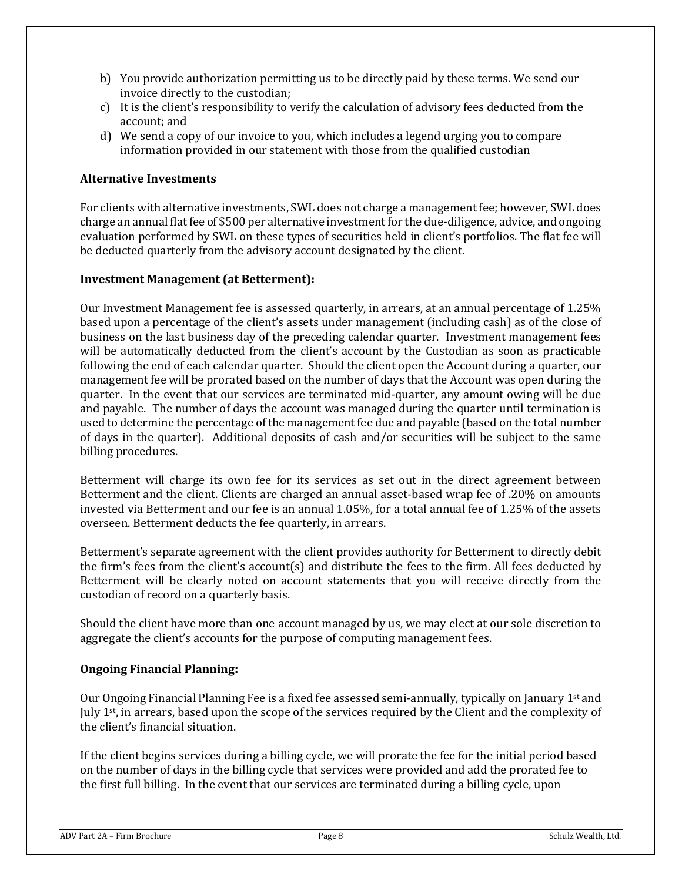b) You provide authorization permitting us to be directly paid by these terms. We send our invoice directly to the custodian;
c) It is the client's responsibility to verify the calculation of advisory fees deducted from the account; and
d) We send a copy of our invoice to you, which includes a legend urging you to compare information provided in our statement with those from the qualified custodian

**Alternative Investments**

For clients with alternative investments, SWL does not charge a management fee; however, SWL does charge an annual flat fee of $500 per alternative investment for the due-diligence, advice, and ongoing evaluation performed by SWL on these types of securities held in client's portfolios. The flat fee will be deducted quarterly from the advisory account designated by the client.

**Investment Management (at Betterment):**

Our Investment Management fee is assessed quarterly, in arrears, at an annual percentage of 1.25% based upon a percentage of the client's assets under management (including cash) as of the close of business on the last business day of the preceding calendar quarter. Investment management fees will be automatically deducted from the client's account by the Custodian as soon as practicable following the end of each calendar quarter. Should the client open the Account during a quarter, our management fee will be prorated based on the number of days that the Account was open during the quarter. In the event that our services are terminated mid-quarter, any amount owing will be due and payable. The number of days the account was managed during the quarter until termination is used to determine the percentage of the management fee due and payable (based on the total number of days in the quarter). Additional deposits of cash and/or securities will be subject to the same billing procedures.

Betterment will charge its own fee for its services as set out in the direct agreement between Betterment and the client. Clients are charged an annual asset-based wrap fee of .20% on amounts invested via Betterment and our fee is an annual 1.05%, for a total annual fee of 1.25% of the assets overseen. Betterment deducts the fee quarterly, in arrears.

Betterment's separate agreement with the client provides authority for Betterment to directly debit the firm's fees from the client's account(s) and distribute the fees to the firm. All fees deducted by Betterment will be clearly noted on account statements that you will receive directly from the custodian of record on a quarterly basis.

Should the client have more than one account managed by us, we may elect at our sole discretion to aggregate the client's accounts for the purpose of computing management fees.

**Ongoing Financial Planning:**

Our Ongoing Financial Planning Fee is a fixed fee assessed semi-annually, typically on January 1st and July 1st, in arrears, based upon the scope of the services required by the Client and the complexity of the client's financial situation.

If the client begins services during a billing cycle, we will prorate the fee for the initial period based on the number of days in the billing cycle that services were provided and add the prorated fee to the first full billing. In the event that our services are terminated during a billing cycle, upon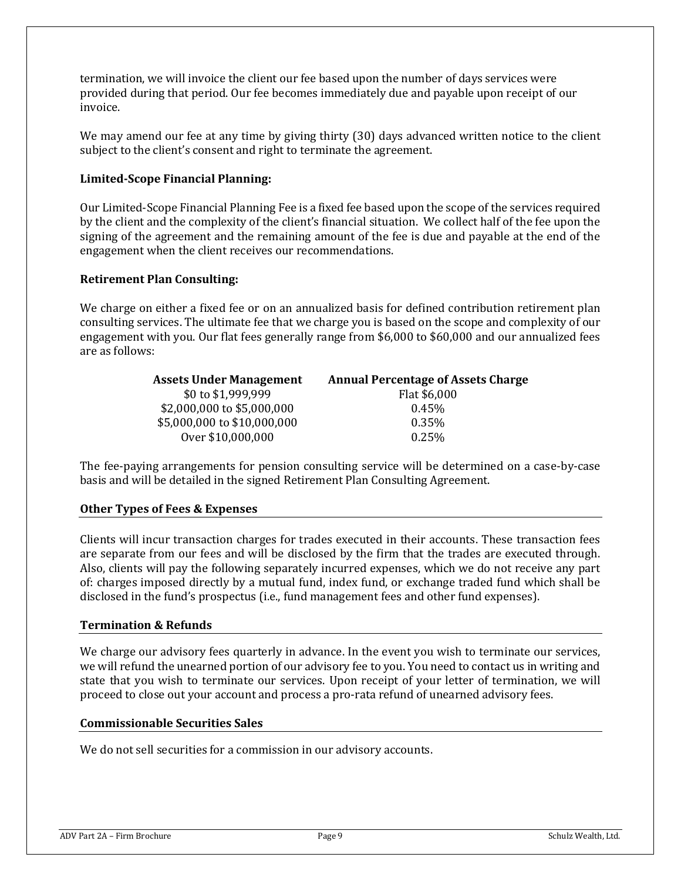termination, we will invoice the client our fee based upon the number of days services were provided during that period. Our fee becomes immediately due and payable upon receipt of our invoice.

We may amend our fee at any time by giving thirty (30) days advanced written notice to the client subject to the client's consent and right to terminate the agreement.

**Limited-Scope Financial Planning:**

Our Limited-Scope Financial Planning Fee is a fixed fee based upon the scope of the services required by the client and the complexity of the client's financial situation. We collect half of the fee upon the signing of the agreement and the remaining amount of the fee is due and payable at the end of the engagement when the client receives our recommendations.

**Retirement Plan Consulting:**

We charge on either a fixed fee or on an annualized basis for defined contribution retirement plan consulting services. The ultimate fee that we charge you is based on the scope and complexity of our engagement with you. Our flat fees generally range from $6,000 to $60,000 and our annualized fees are as follows:

| Assets Under Management | Annual Percentage of Assets Charge |
|---|---|
| $0 to $1,999,999 | Flat $6,000 |
| $2,000,000 to $5,000,000 | 0.45% |
| $5,000,000 to $10,000,000 | 0.35% |
| Over $10,000,000 | 0.25% |

The fee-paying arrangements for pension consulting service will be determined on a case-by-case basis and will be detailed in the signed Retirement Plan Consulting Agreement.

## Other Types of Fees & Expenses

Clients will incur transaction charges for trades executed in their accounts. These transaction fees are separate from our fees and will be disclosed by the firm that the trades are executed through. Also, clients will pay the following separately incurred expenses, which we do not receive any part of: charges imposed directly by a mutual fund, index fund, or exchange traded fund which shall be disclosed in the fund's prospectus (i.e., fund management fees and other fund expenses).

## Termination & Refunds

We charge our advisory fees quarterly in advance. In the event you wish to terminate our services, we will refund the unearned portion of our advisory fee to you. You need to contact us in writing and state that you wish to terminate our services. Upon receipt of your letter of termination, we will proceed to close out your account and process a pro-rata refund of unearned advisory fees.

## Commissionable Securities Sales

We do not sell securities for a commission in our advisory accounts.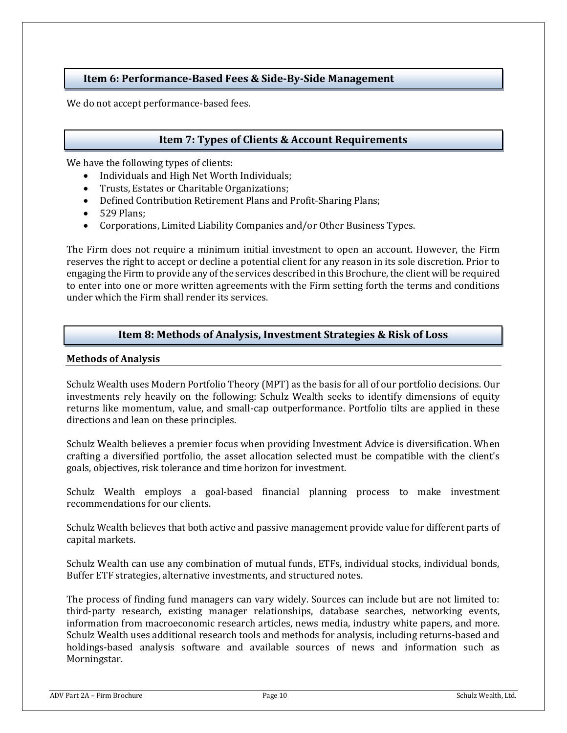## Item 6: Performance-Based Fees & Side-By-Side Management

We do not accept performance-based fees.

## Item 7: Types of Clients & Account Requirements

We have the following types of clients:

- Individuals and High Net Worth Individuals;
- Trusts, Estates or Charitable Organizations;
- Defined Contribution Retirement Plans and Profit-Sharing Plans;
- 529 Plans;
- Corporations, Limited Liability Companies and/or Other Business Types.

The Firm does not require a minimum initial investment to open an account. However, the Firm reserves the right to accept or decline a potential client for any reason in its sole discretion. Prior to engaging the Firm to provide any of the services described in this Brochure, the client will be required to enter into one or more written agreements with the Firm setting forth the terms and conditions under which the Firm shall render its services.

## Item 8: Methods of Analysis, Investment Strategies & Risk of Loss

### Methods of Analysis

Schulz Wealth uses Modern Portfolio Theory (MPT) as the basis for all of our portfolio decisions. Our investments rely heavily on the following: Schulz Wealth seeks to identify dimensions of equity returns like momentum, value, and small-cap outperformance. Portfolio tilts are applied in these directions and lean on these principles.

Schulz Wealth believes a premier focus when providing Investment Advice is diversification. When crafting a diversified portfolio, the asset allocation selected must be compatible with the client's goals, objectives, risk tolerance and time horizon for investment.

Schulz Wealth employs a goal-based financial planning process to make investment recommendations for our clients.

Schulz Wealth believes that both active and passive management provide value for different parts of capital markets.

Schulz Wealth can use any combination of mutual funds, ETFs, individual stocks, individual bonds, Buffer ETF strategies, alternative investments, and structured notes.

The process of finding fund managers can vary widely. Sources can include but are not limited to: third-party research, existing manager relationships, database searches, networking events, information from macroeconomic research articles, news media, industry white papers, and more. Schulz Wealth uses additional research tools and methods for analysis, including returns-based and holdings-based analysis software and available sources of news and information such as Morningstar.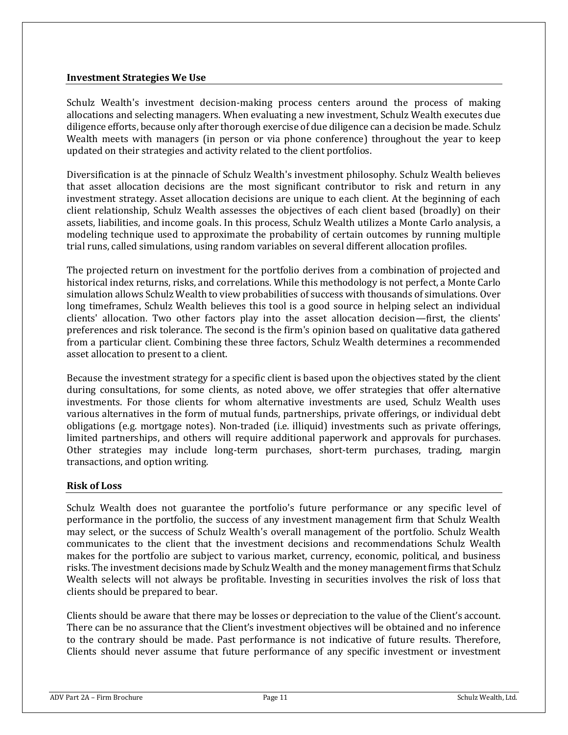### Investment Strategies We Use

Schulz Wealth's investment decision-making process centers around the process of making allocations and selecting managers. When evaluating a new investment, Schulz Wealth executes due diligence efforts, because only after thorough exercise of due diligence can a decision be made. Schulz Wealth meets with managers (in person or via phone conference) throughout the year to keep updated on their strategies and activity related to the client portfolios.

Diversification is at the pinnacle of Schulz Wealth's investment philosophy. Schulz Wealth believes that asset allocation decisions are the most significant contributor to risk and return in any investment strategy. Asset allocation decisions are unique to each client. At the beginning of each client relationship, Schulz Wealth assesses the objectives of each client based (broadly) on their assets, liabilities, and income goals. In this process, Schulz Wealth utilizes a Monte Carlo analysis, a modeling technique used to approximate the probability of certain outcomes by running multiple trial runs, called simulations, using random variables on several different allocation profiles.

The projected return on investment for the portfolio derives from a combination of projected and historical index returns, risks, and correlations. While this methodology is not perfect, a Monte Carlo simulation allows Schulz Wealth to view probabilities of success with thousands of simulations. Over long timeframes, Schulz Wealth believes this tool is a good source in helping select an individual clients' allocation. Two other factors play into the asset allocation decision—first, the clients' preferences and risk tolerance. The second is the firm's opinion based on qualitative data gathered from a particular client. Combining these three factors, Schulz Wealth determines a recommended asset allocation to present to a client.

Because the investment strategy for a specific client is based upon the objectives stated by the client during consultations, for some clients, as noted above, we offer strategies that offer alternative investments. For those clients for whom alternative investments are used, Schulz Wealth uses various alternatives in the form of mutual funds, partnerships, private offerings, or individual debt obligations (e.g. mortgage notes). Non-traded (i.e. illiquid) investments such as private offerings, limited partnerships, and others will require additional paperwork and approvals for purchases. Other strategies may include long-term purchases, short-term purchases, trading, margin transactions, and option writing.

### Risk of Loss

Schulz Wealth does not guarantee the portfolio's future performance or any specific level of performance in the portfolio, the success of any investment management firm that Schulz Wealth may select, or the success of Schulz Wealth's overall management of the portfolio. Schulz Wealth communicates to the client that the investment decisions and recommendations Schulz Wealth makes for the portfolio are subject to various market, currency, economic, political, and business risks. The investment decisions made by Schulz Wealth and the money management firms that Schulz Wealth selects will not always be profitable. Investing in securities involves the risk of loss that clients should be prepared to bear.

Clients should be aware that there may be losses or depreciation to the value of the Client's account. There can be no assurance that the Client's investment objectives will be obtained and no inference to the contrary should be made. Past performance is not indicative of future results. Therefore, Clients should never assume that future performance of any specific investment or investment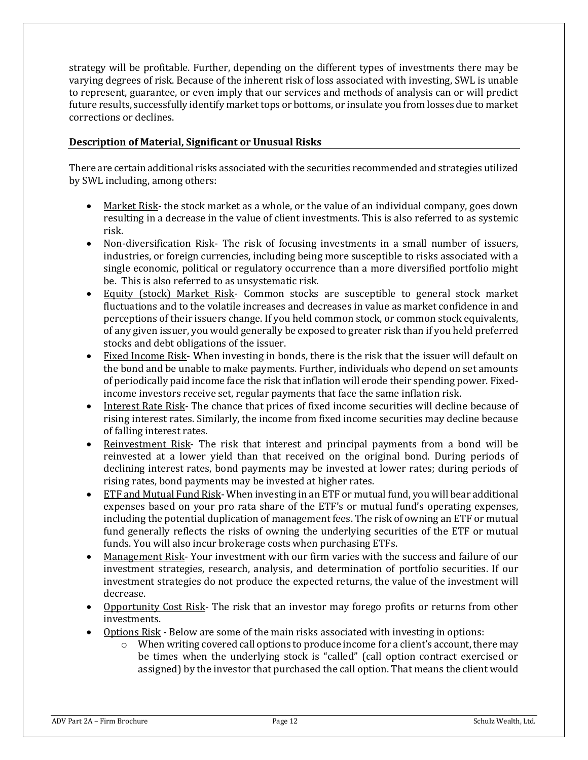strategy will be profitable. Further, depending on the different types of investments there may be varying degrees of risk. Because of the inherent risk of loss associated with investing, SWL is unable to represent, guarantee, or even imply that our services and methods of analysis can or will predict future results, successfully identify market tops or bottoms, or insulate you from losses due to market corrections or declines.

## Description of Material, Significant or Unusual Risks

There are certain additional risks associated with the securities recommended and strategies utilized by SWL including, among others:

- Market Risk- the stock market as a whole, or the value of an individual company, goes down resulting in a decrease in the value of client investments. This is also referred to as systemic risk.
- Non-diversification Risk- The risk of focusing investments in a small number of issuers, industries, or foreign currencies, including being more susceptible to risks associated with a single economic, political or regulatory occurrence than a more diversified portfolio might be. This is also referred to as unsystematic risk.
- Equity (stock) Market Risk- Common stocks are susceptible to general stock market fluctuations and to the volatile increases and decreases in value as market confidence in and perceptions of their issuers change. If you held common stock, or common stock equivalents, of any given issuer, you would generally be exposed to greater risk than if you held preferred stocks and debt obligations of the issuer.
- Fixed Income Risk- When investing in bonds, there is the risk that the issuer will default on the bond and be unable to make payments. Further, individuals who depend on set amounts of periodically paid income face the risk that inflation will erode their spending power. Fixed-income investors receive set, regular payments that face the same inflation risk.
- Interest Rate Risk- The chance that prices of fixed income securities will decline because of rising interest rates. Similarly, the income from fixed income securities may decline because of falling interest rates.
- Reinvestment Risk- The risk that interest and principal payments from a bond will be reinvested at a lower yield than that received on the original bond. During periods of declining interest rates, bond payments may be invested at lower rates; during periods of rising rates, bond payments may be invested at higher rates.
- ETF and Mutual Fund Risk- When investing in an ETF or mutual fund, you will bear additional expenses based on your pro rata share of the ETF's or mutual fund's operating expenses, including the potential duplication of management fees. The risk of owning an ETF or mutual fund generally reflects the risks of owning the underlying securities of the ETF or mutual funds. You will also incur brokerage costs when purchasing ETFs.
- Management Risk- Your investment with our firm varies with the success and failure of our investment strategies, research, analysis, and determination of portfolio securities. If our investment strategies do not produce the expected returns, the value of the investment will decrease.
- Opportunity Cost Risk- The risk that an investor may forego profits or returns from other investments.
- Options Risk - Below are some of the main risks associated with investing in options:
  - When writing covered call options to produce income for a client's account, there may be times when the underlying stock is "called" (call option contract exercised or assigned) by the investor that purchased the call option. That means the client would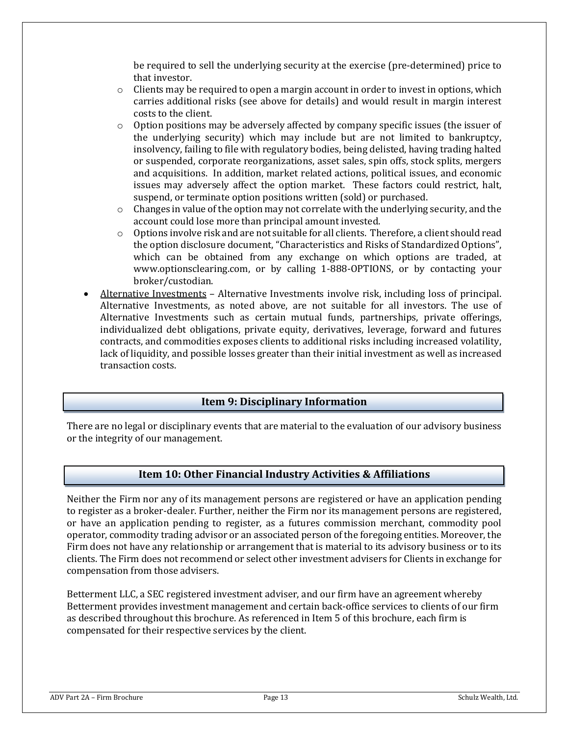be required to sell the underlying security at the exercise (pre-determined) price to that investor.

  - Clients may be required to open a margin account in order to invest in options, which carries additional risks (see above for details) and would result in margin interest costs to the client.
  - Option positions may be adversely affected by company specific issues (the issuer of the underlying security) which may include but are not limited to bankruptcy, insolvency, failing to file with regulatory bodies, being delisted, having trading halted or suspended, corporate reorganizations, asset sales, spin offs, stock splits, mergers and acquisitions. In addition, market related actions, political issues, and economic issues may adversely affect the option market. These factors could restrict, halt, suspend, or terminate option positions written (sold) or purchased.
  - Changes in value of the option may not correlate with the underlying security, and the account could lose more than principal amount invested.
  - Options involve risk and are not suitable for all clients. Therefore, a client should read the option disclosure document, "Characteristics and Risks of Standardized Options", which can be obtained from any exchange on which options are traded, at www.optionsclearing.com, or by calling 1-888-OPTIONS, or by contacting your broker/custodian.

- <u>Alternative Investments</u> – Alternative Investments involve risk, including loss of principal. Alternative Investments, as noted above, are not suitable for all investors. The use of Alternative Investments such as certain mutual funds, partnerships, private offerings, individualized debt obligations, private equity, derivatives, leverage, forward and futures contracts, and commodities exposes clients to additional risks including increased volatility, lack of liquidity, and possible losses greater than their initial investment as well as increased transaction costs.

## Item 9: Disciplinary Information

There are no legal or disciplinary events that are material to the evaluation of our advisory business or the integrity of our management.

## Item 10: Other Financial Industry Activities & Affiliations

Neither the Firm nor any of its management persons are registered or have an application pending to register as a broker-dealer. Further, neither the Firm nor its management persons are registered, or have an application pending to register, as a futures commission merchant, commodity pool operator, commodity trading advisor or an associated person of the foregoing entities. Moreover, the Firm does not have any relationship or arrangement that is material to its advisory business or to its clients. The Firm does not recommend or select other investment advisers for Clients in exchange for compensation from those advisers.

Betterment LLC, a SEC registered investment adviser, and our firm have an agreement whereby Betterment provides investment management and certain back-office services to clients of our firm as described throughout this brochure. As referenced in Item 5 of this brochure, each firm is compensated for their respective services by the client.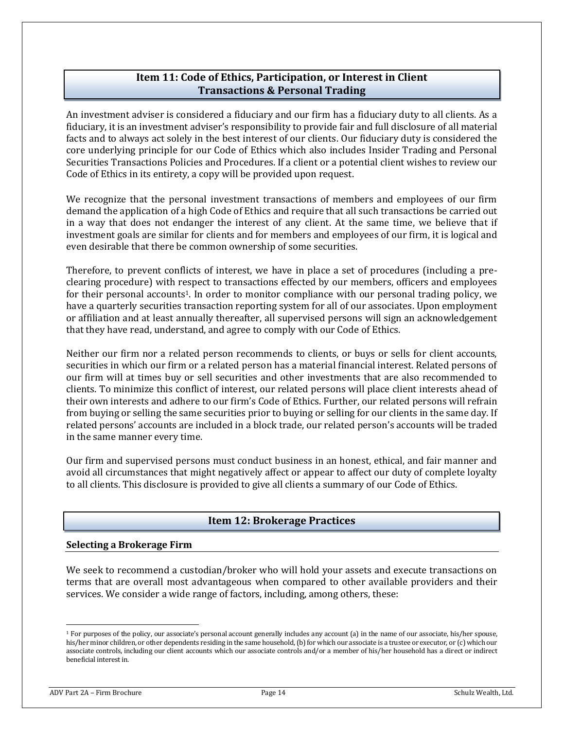## Item 11: Code of Ethics, Participation, or Interest in Client Transactions & Personal Trading

An investment adviser is considered a fiduciary and our firm has a fiduciary duty to all clients. As a fiduciary, it is an investment adviser's responsibility to provide fair and full disclosure of all material facts and to always act solely in the best interest of our clients. Our fiduciary duty is considered the core underlying principle for our Code of Ethics which also includes Insider Trading and Personal Securities Transactions Policies and Procedures. If a client or a potential client wishes to review our Code of Ethics in its entirety, a copy will be provided upon request.

We recognize that the personal investment transactions of members and employees of our firm demand the application of a high Code of Ethics and require that all such transactions be carried out in a way that does not endanger the interest of any client. At the same time, we believe that if investment goals are similar for clients and for members and employees of our firm, it is logical and even desirable that there be common ownership of some securities.

Therefore, to prevent conflicts of interest, we have in place a set of procedures (including a pre-clearing procedure) with respect to transactions effected by our members, officers and employees for their personal accounts[1]. In order to monitor compliance with our personal trading policy, we have a quarterly securities transaction reporting system for all of our associates. Upon employment or affiliation and at least annually thereafter, all supervised persons will sign an acknowledgement that they have read, understand, and agree to comply with our Code of Ethics.

Neither our firm nor a related person recommends to clients, or buys or sells for client accounts, securities in which our firm or a related person has a material financial interest. Related persons of our firm will at times buy or sell securities and other investments that are also recommended to clients. To minimize this conflict of interest, our related persons will place client interests ahead of their own interests and adhere to our firm's Code of Ethics. Further, our related persons will refrain from buying or selling the same securities prior to buying or selling for our clients in the same day. If related persons' accounts are included in a block trade, our related person's accounts will be traded in the same manner every time.

Our firm and supervised persons must conduct business in an honest, ethical, and fair manner and avoid all circumstances that might negatively affect or appear to affect our duty of complete loyalty to all clients. This disclosure is provided to give all clients a summary of our Code of Ethics.

## Item 12: Brokerage Practices

### Selecting a Brokerage Firm

We seek to recommend a custodian/broker who will hold your assets and execute transactions on terms that are overall most advantageous when compared to other available providers and their services. We consider a wide range of factors, including, among others, these:

---

[1] For purposes of the policy, our associate's personal account generally includes any account (a) in the name of our associate, his/her spouse, his/her minor children, or other dependents residing in the same household, (b) for which our associate is a trustee or executor, or (c) which our associate controls, including our client accounts which our associate controls and/or a member of his/her household has a direct or indirect beneficial interest in.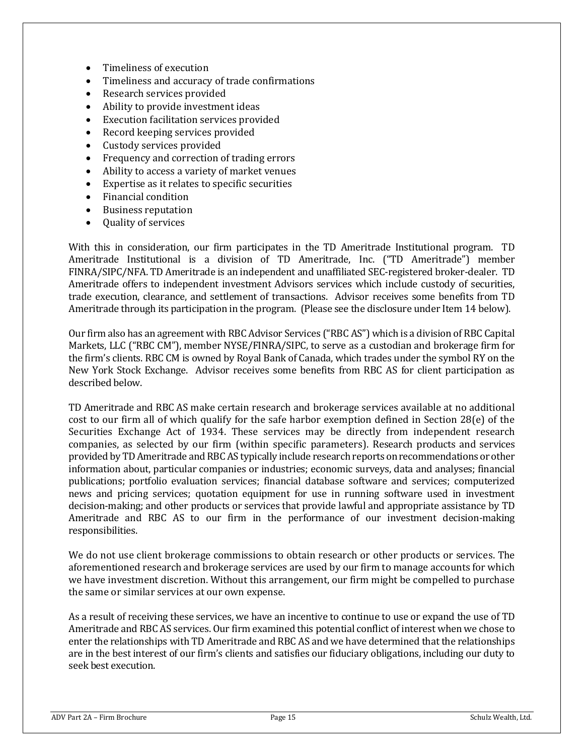- Timeliness of execution
- Timeliness and accuracy of trade confirmations
- Research services provided
- Ability to provide investment ideas
- Execution facilitation services provided
- Record keeping services provided
- Custody services provided
- Frequency and correction of trading errors
- Ability to access a variety of market venues
- Expertise as it relates to specific securities
- Financial condition
- Business reputation
- Quality of services

With this in consideration, our firm participates in the TD Ameritrade Institutional program. TD Ameritrade Institutional is a division of TD Ameritrade, Inc. ("TD Ameritrade") member FINRA/SIPC/NFA. TD Ameritrade is an independent and unaffiliated SEC-registered broker-dealer. TD Ameritrade offers to independent investment Advisors services which include custody of securities, trade execution, clearance, and settlement of transactions. Advisor receives some benefits from TD Ameritrade through its participation in the program. (Please see the disclosure under Item 14 below).

Our firm also has an agreement with RBC Advisor Services ("RBC AS") which is a division of RBC Capital Markets, LLC ("RBC CM"), member NYSE/FINRA/SIPC, to serve as a custodian and brokerage firm for the firm's clients. RBC CM is owned by Royal Bank of Canada, which trades under the symbol RY on the New York Stock Exchange. Advisor receives some benefits from RBC AS for client participation as described below.

TD Ameritrade and RBC AS make certain research and brokerage services available at no additional cost to our firm all of which qualify for the safe harbor exemption defined in Section 28(e) of the Securities Exchange Act of 1934. These services may be directly from independent research companies, as selected by our firm (within specific parameters). Research products and services provided by TD Ameritrade and RBC AS typically include research reports on recommendations or other information about, particular companies or industries; economic surveys, data and analyses; financial publications; portfolio evaluation services; financial database software and services; computerized news and pricing services; quotation equipment for use in running software used in investment decision-making; and other products or services that provide lawful and appropriate assistance by TD Ameritrade and RBC AS to our firm in the performance of our investment decision-making responsibilities.

We do not use client brokerage commissions to obtain research or other products or services. The aforementioned research and brokerage services are used by our firm to manage accounts for which we have investment discretion. Without this arrangement, our firm might be compelled to purchase the same or similar services at our own expense.

As a result of receiving these services, we have an incentive to continue to use or expand the use of TD Ameritrade and RBC AS services. Our firm examined this potential conflict of interest when we chose to enter the relationships with TD Ameritrade and RBC AS and we have determined that the relationships are in the best interest of our firm's clients and satisfies our fiduciary obligations, including our duty to seek best execution.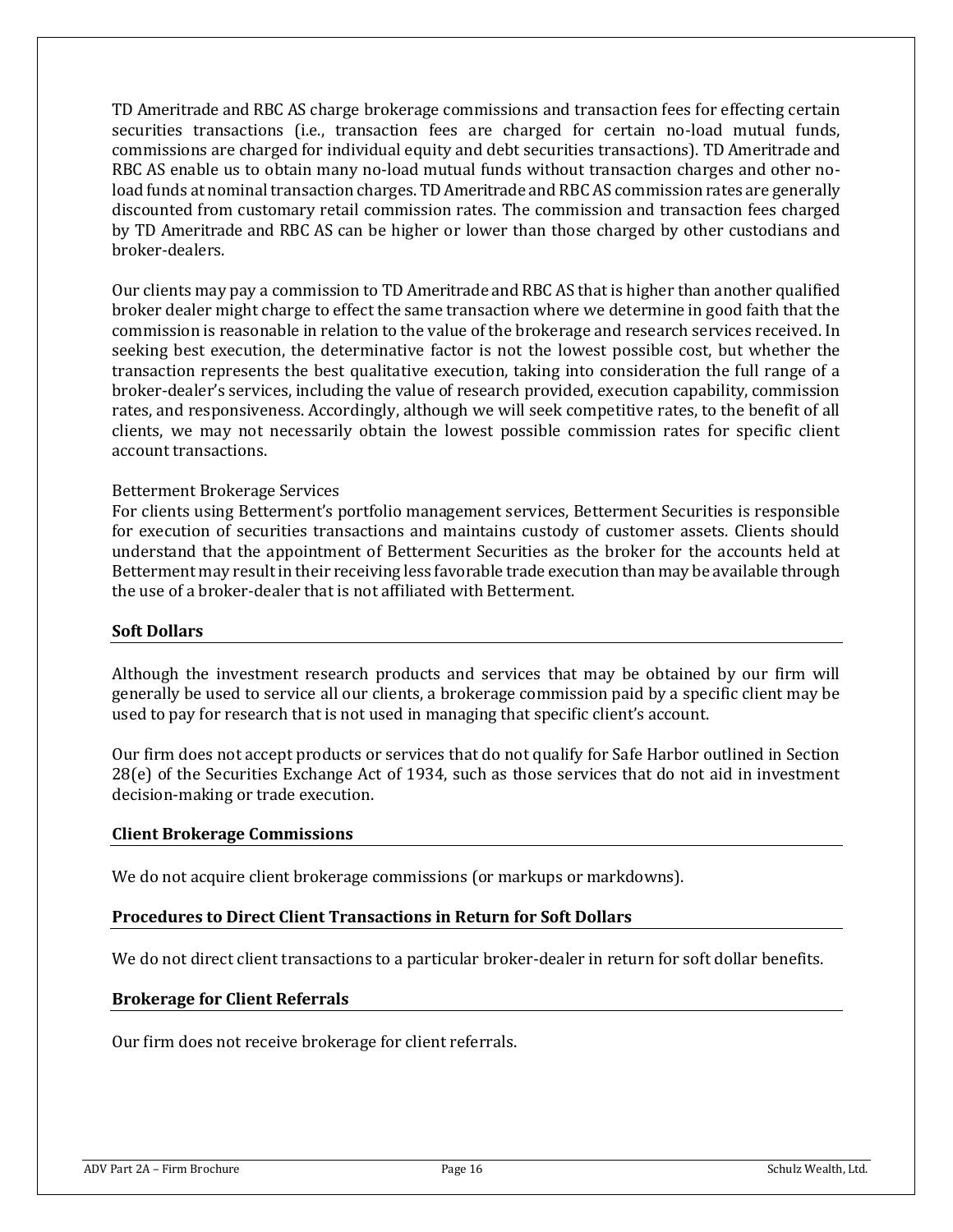TD Ameritrade and RBC AS charge brokerage commissions and transaction fees for effecting certain securities transactions (i.e., transaction fees are charged for certain no-load mutual funds, commissions are charged for individual equity and debt securities transactions). TD Ameritrade and RBC AS enable us to obtain many no-load mutual funds without transaction charges and other no-load funds at nominal transaction charges. TD Ameritrade and RBC AS commission rates are generally discounted from customary retail commission rates. The commission and transaction fees charged by TD Ameritrade and RBC AS can be higher or lower than those charged by other custodians and broker-dealers.

Our clients may pay a commission to TD Ameritrade and RBC AS that is higher than another qualified broker dealer might charge to effect the same transaction where we determine in good faith that the commission is reasonable in relation to the value of the brokerage and research services received. In seeking best execution, the determinative factor is not the lowest possible cost, but whether the transaction represents the best qualitative execution, taking into consideration the full range of a broker-dealer's services, including the value of research provided, execution capability, commission rates, and responsiveness. Accordingly, although we will seek competitive rates, to the benefit of all clients, we may not necessarily obtain the lowest possible commission rates for specific client account transactions.

Betterment Brokerage Services

For clients using Betterment's portfolio management services, Betterment Securities is responsible for execution of securities transactions and maintains custody of customer assets. Clients should understand that the appointment of Betterment Securities as the broker for the accounts held at Betterment may result in their receiving less favorable trade execution than may be available through the use of a broker-dealer that is not affiliated with Betterment.

**Soft Dollars**

Although the investment research products and services that may be obtained by our firm will generally be used to service all our clients, a brokerage commission paid by a specific client may be used to pay for research that is not used in managing that specific client's account.

Our firm does not accept products or services that do not qualify for Safe Harbor outlined in Section 28(e) of the Securities Exchange Act of 1934, such as those services that do not aid in investment decision-making or trade execution.

**Client Brokerage Commissions**

We do not acquire client brokerage commissions (or markups or markdowns).

**Procedures to Direct Client Transactions in Return for Soft Dollars**

We do not direct client transactions to a particular broker-dealer in return for soft dollar benefits.

**Brokerage for Client Referrals**

Our firm does not receive brokerage for client referrals.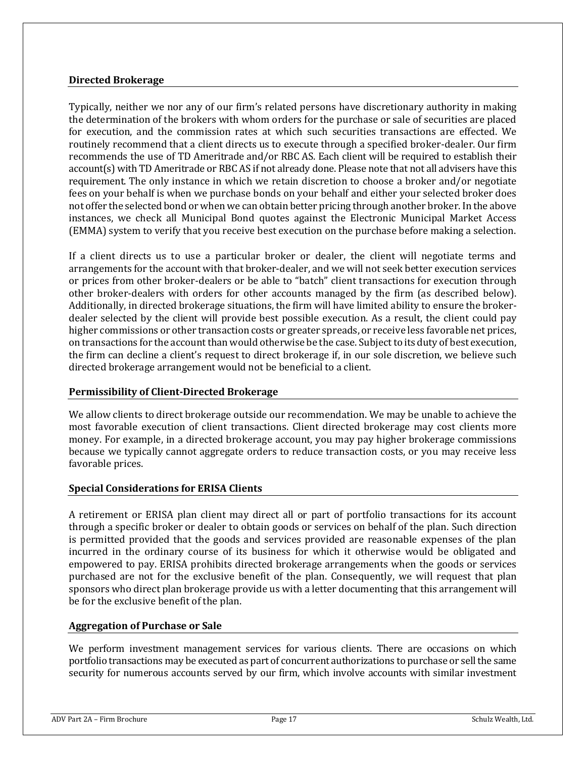### Directed Brokerage

Typically, neither we nor any of our firm's related persons have discretionary authority in making the determination of the brokers with whom orders for the purchase or sale of securities are placed for execution, and the commission rates at which such securities transactions are effected. We routinely recommend that a client directs us to execute through a specified broker-dealer. Our firm recommends the use of TD Ameritrade and/or RBC AS. Each client will be required to establish their account(s) with TD Ameritrade or RBC AS if not already done. Please note that not all advisers have this requirement. The only instance in which we retain discretion to choose a broker and/or negotiate fees on your behalf is when we purchase bonds on your behalf and either your selected broker does not offer the selected bond or when we can obtain better pricing through another broker. In the above instances, we check all Municipal Bond quotes against the Electronic Municipal Market Access (EMMA) system to verify that you receive best execution on the purchase before making a selection.

If a client directs us to use a particular broker or dealer, the client will negotiate terms and arrangements for the account with that broker-dealer, and we will not seek better execution services or prices from other broker-dealers or be able to "batch" client transactions for execution through other broker-dealers with orders for other accounts managed by the firm (as described below). Additionally, in directed brokerage situations, the firm will have limited ability to ensure the broker-dealer selected by the client will provide best possible execution. As a result, the client could pay higher commissions or other transaction costs or greater spreads, or receive less favorable net prices, on transactions for the account than would otherwise be the case. Subject to its duty of best execution, the firm can decline a client's request to direct brokerage if, in our sole discretion, we believe such directed brokerage arrangement would not be beneficial to a client.

### Permissibility of Client-Directed Brokerage

We allow clients to direct brokerage outside our recommendation. We may be unable to achieve the most favorable execution of client transactions. Client directed brokerage may cost clients more money. For example, in a directed brokerage account, you may pay higher brokerage commissions because we typically cannot aggregate orders to reduce transaction costs, or you may receive less favorable prices.

### Special Considerations for ERISA Clients

A retirement or ERISA plan client may direct all or part of portfolio transactions for its account through a specific broker or dealer to obtain goods or services on behalf of the plan. Such direction is permitted provided that the goods and services provided are reasonable expenses of the plan incurred in the ordinary course of its business for which it otherwise would be obligated and empowered to pay. ERISA prohibits directed brokerage arrangements when the goods or services purchased are not for the exclusive benefit of the plan. Consequently, we will request that plan sponsors who direct plan brokerage provide us with a letter documenting that this arrangement will be for the exclusive benefit of the plan.

### Aggregation of Purchase or Sale

We perform investment management services for various clients. There are occasions on which portfolio transactions may be executed as part of concurrent authorizations to purchase or sell the same security for numerous accounts served by our firm, which involve accounts with similar investment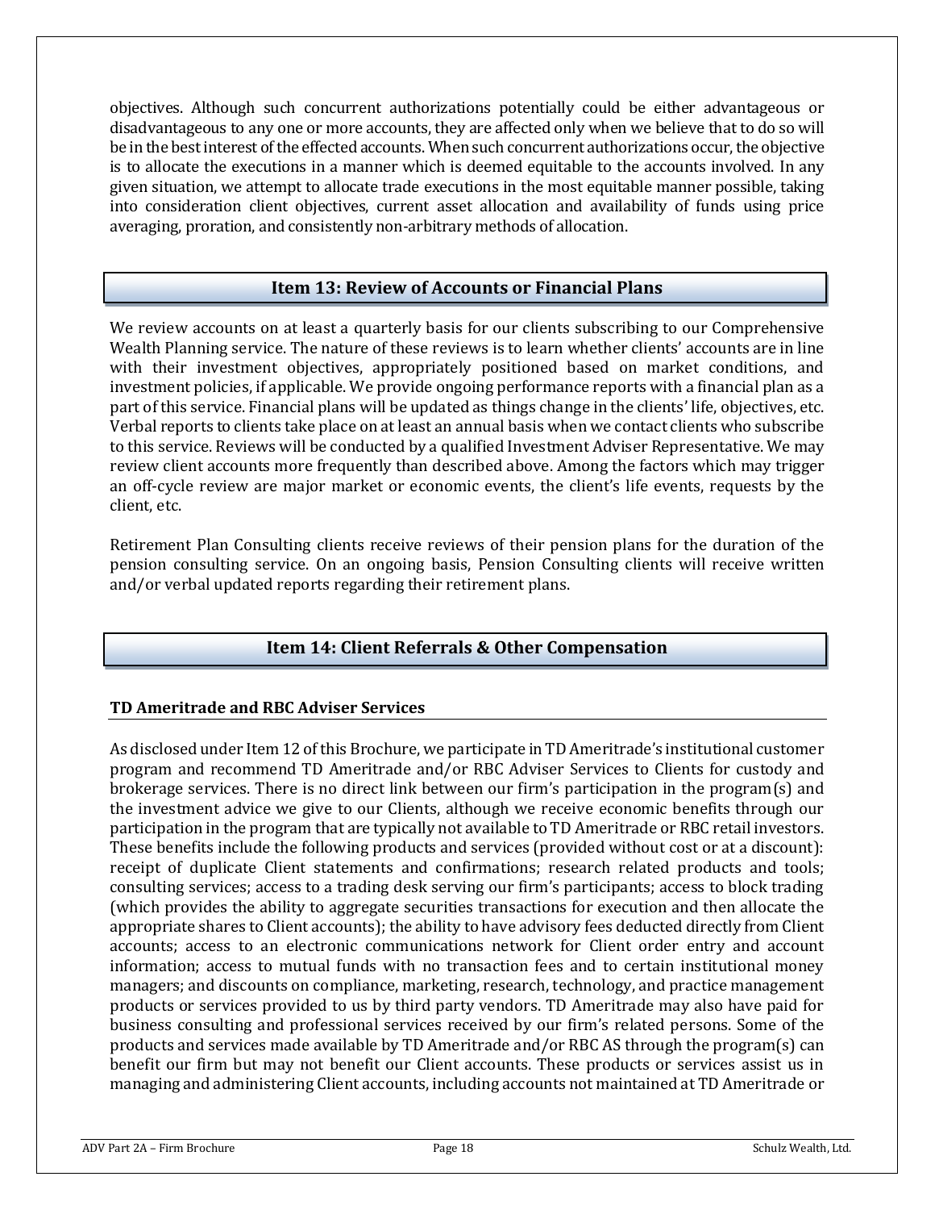objectives. Although such concurrent authorizations potentially could be either advantageous or disadvantageous to any one or more accounts, they are affected only when we believe that to do so will be in the best interest of the effected accounts. When such concurrent authorizations occur, the objective is to allocate the executions in a manner which is deemed equitable to the accounts involved. In any given situation, we attempt to allocate trade executions in the most equitable manner possible, taking into consideration client objectives, current asset allocation and availability of funds using price averaging, proration, and consistently non-arbitrary methods of allocation.

## Item 13: Review of Accounts or Financial Plans

We review accounts on at least a quarterly basis for our clients subscribing to our Comprehensive Wealth Planning service. The nature of these reviews is to learn whether clients' accounts are in line with their investment objectives, appropriately positioned based on market conditions, and investment policies, if applicable. We provide ongoing performance reports with a financial plan as a part of this service. Financial plans will be updated as things change in the clients' life, objectives, etc. Verbal reports to clients take place on at least an annual basis when we contact clients who subscribe to this service. Reviews will be conducted by a qualified Investment Adviser Representative. We may review client accounts more frequently than described above. Among the factors which may trigger an off-cycle review are major market or economic events, the client's life events, requests by the client, etc.

Retirement Plan Consulting clients receive reviews of their pension plans for the duration of the pension consulting service. On an ongoing basis, Pension Consulting clients will receive written and/or verbal updated reports regarding their retirement plans.

## Item 14: Client Referrals & Other Compensation

### TD Ameritrade and RBC Adviser Services

As disclosed under Item 12 of this Brochure, we participate in TD Ameritrade's institutional customer program and recommend TD Ameritrade and/or RBC Adviser Services to Clients for custody and brokerage services. There is no direct link between our firm's participation in the program(s) and the investment advice we give to our Clients, although we receive economic benefits through our participation in the program that are typically not available to TD Ameritrade or RBC retail investors. These benefits include the following products and services (provided without cost or at a discount): receipt of duplicate Client statements and confirmations; research related products and tools; consulting services; access to a trading desk serving our firm's participants; access to block trading (which provides the ability to aggregate securities transactions for execution and then allocate the appropriate shares to Client accounts); the ability to have advisory fees deducted directly from Client accounts; access to an electronic communications network for Client order entry and account information; access to mutual funds with no transaction fees and to certain institutional money managers; and discounts on compliance, marketing, research, technology, and practice management products or services provided to us by third party vendors. TD Ameritrade may also have paid for business consulting and professional services received by our firm's related persons. Some of the products and services made available by TD Ameritrade and/or RBC AS through the program(s) can benefit our firm but may not benefit our Client accounts. These products or services assist us in managing and administering Client accounts, including accounts not maintained at TD Ameritrade or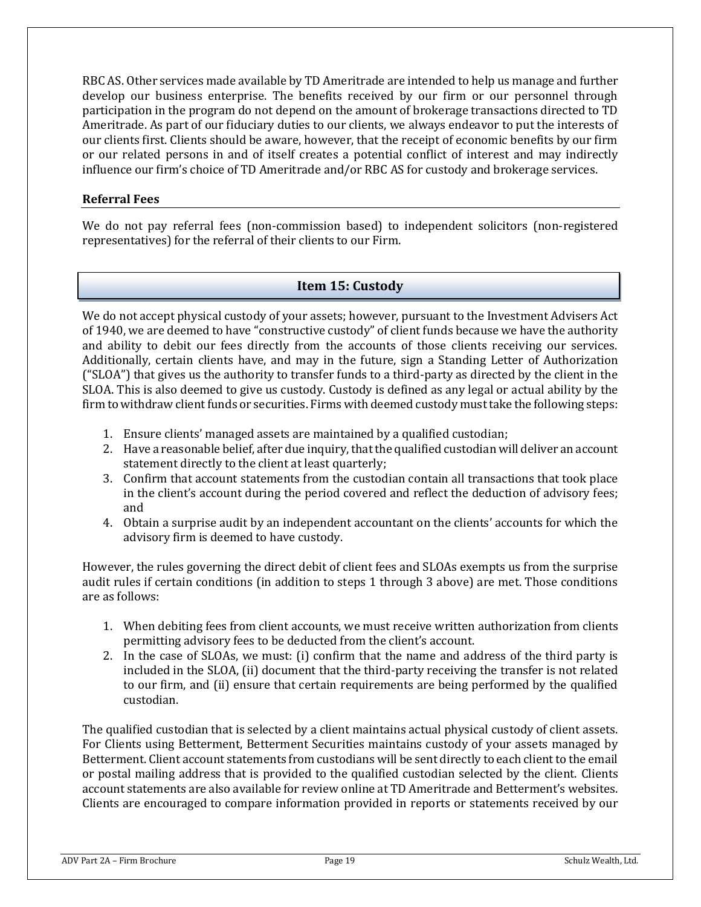RBC AS. Other services made available by TD Ameritrade are intended to help us manage and further develop our business enterprise. The benefits received by our firm or our personnel through participation in the program do not depend on the amount of brokerage transactions directed to TD Ameritrade. As part of our fiduciary duties to our clients, we always endeavor to put the interests of our clients first. Clients should be aware, however, that the receipt of economic benefits by our firm or our related persons in and of itself creates a potential conflict of interest and may indirectly influence our firm's choice of TD Ameritrade and/or RBC AS for custody and brokerage services.

### Referral Fees

We do not pay referral fees (non-commission based) to independent solicitors (non-registered representatives) for the referral of their clients to our Firm.

## Item 15: Custody

We do not accept physical custody of your assets; however, pursuant to the Investment Advisers Act of 1940, we are deemed to have "constructive custody" of client funds because we have the authority and ability to debit our fees directly from the accounts of those clients receiving our services. Additionally, certain clients have, and may in the future, sign a Standing Letter of Authorization ("SLOA") that gives us the authority to transfer funds to a third-party as directed by the client in the SLOA. This is also deemed to give us custody. Custody is defined as any legal or actual ability by the firm to withdraw client funds or securities. Firms with deemed custody must take the following steps:

1. Ensure clients' managed assets are maintained by a qualified custodian;
2. Have a reasonable belief, after due inquiry, that the qualified custodian will deliver an account statement directly to the client at least quarterly;
3. Confirm that account statements from the custodian contain all transactions that took place in the client's account during the period covered and reflect the deduction of advisory fees; and
4. Obtain a surprise audit by an independent accountant on the clients' accounts for which the advisory firm is deemed to have custody.

However, the rules governing the direct debit of client fees and SLOAs exempts us from the surprise audit rules if certain conditions (in addition to steps 1 through 3 above) are met. Those conditions are as follows:

1. When debiting fees from client accounts, we must receive written authorization from clients permitting advisory fees to be deducted from the client's account.
2. In the case of SLOAs, we must: (i) confirm that the name and address of the third party is included in the SLOA, (ii) document that the third-party receiving the transfer is not related to our firm, and (ii) ensure that certain requirements are being performed by the qualified custodian.

The qualified custodian that is selected by a client maintains actual physical custody of client assets. For Clients using Betterment, Betterment Securities maintains custody of your assets managed by Betterment. Client account statements from custodians will be sent directly to each client to the email or postal mailing address that is provided to the qualified custodian selected by the client. Clients account statements are also available for review online at TD Ameritrade and Betterment's websites. Clients are encouraged to compare information provided in reports or statements received by our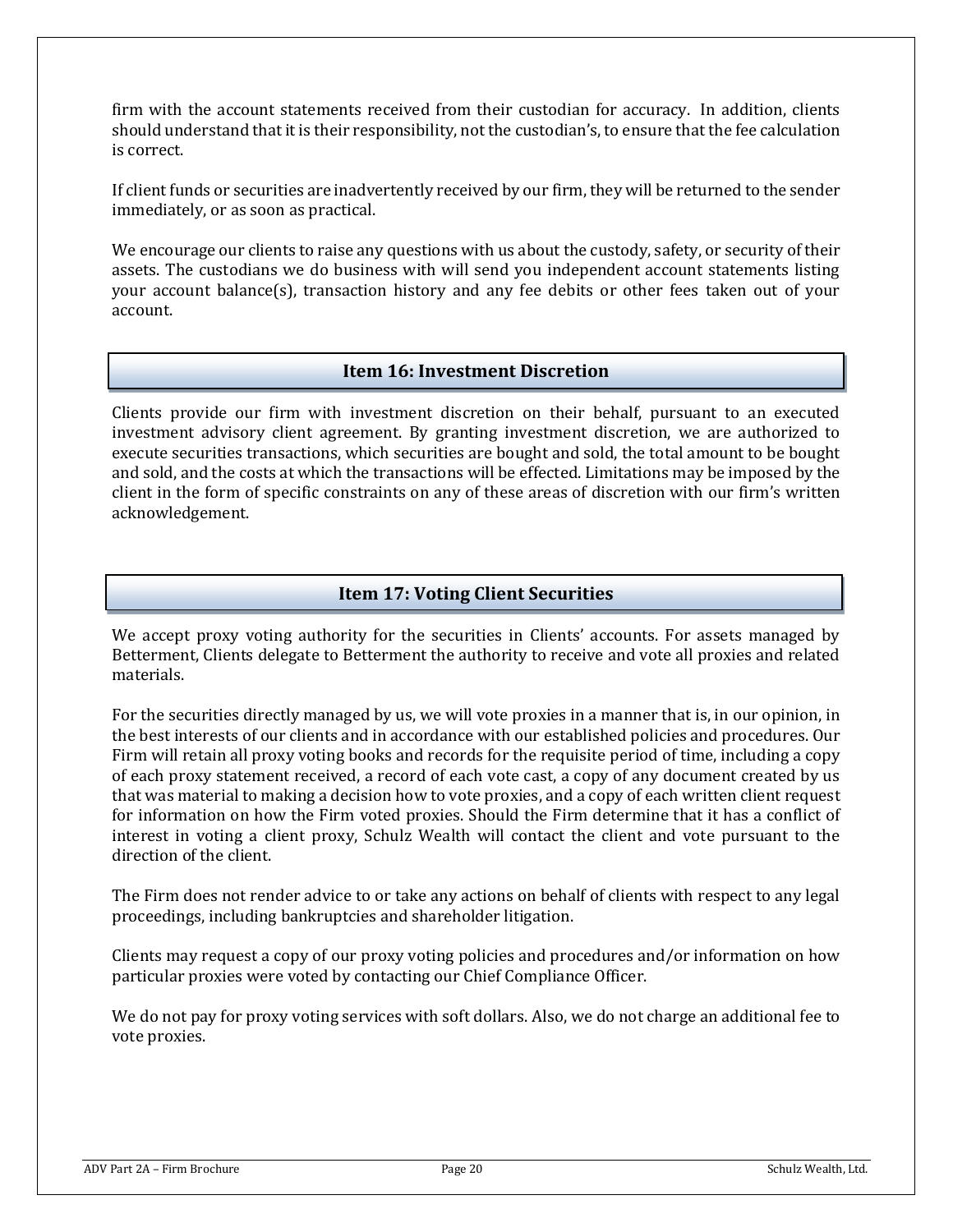firm with the account statements received from their custodian for accuracy. In addition, clients should understand that it is their responsibility, not the custodian's, to ensure that the fee calculation is correct.

If client funds or securities are inadvertently received by our firm, they will be returned to the sender immediately, or as soon as practical.

We encourage our clients to raise any questions with us about the custody, safety, or security of their assets. The custodians we do business with will send you independent account statements listing your account balance(s), transaction history and any fee debits or other fees taken out of your account.

## Item 16: Investment Discretion

Clients provide our firm with investment discretion on their behalf, pursuant to an executed investment advisory client agreement. By granting investment discretion, we are authorized to execute securities transactions, which securities are bought and sold, the total amount to be bought and sold, and the costs at which the transactions will be effected. Limitations may be imposed by the client in the form of specific constraints on any of these areas of discretion with our firm's written acknowledgement.

## Item 17: Voting Client Securities

We accept proxy voting authority for the securities in Clients' accounts. For assets managed by Betterment, Clients delegate to Betterment the authority to receive and vote all proxies and related materials.

For the securities directly managed by us, we will vote proxies in a manner that is, in our opinion, in the best interests of our clients and in accordance with our established policies and procedures. Our Firm will retain all proxy voting books and records for the requisite period of time, including a copy of each proxy statement received, a record of each vote cast, a copy of any document created by us that was material to making a decision how to vote proxies, and a copy of each written client request for information on how the Firm voted proxies. Should the Firm determine that it has a conflict of interest in voting a client proxy, Schulz Wealth will contact the client and vote pursuant to the direction of the client.

The Firm does not render advice to or take any actions on behalf of clients with respect to any legal proceedings, including bankruptcies and shareholder litigation.

Clients may request a copy of our proxy voting policies and procedures and/or information on how particular proxies were voted by contacting our Chief Compliance Officer.

We do not pay for proxy voting services with soft dollars. Also, we do not charge an additional fee to vote proxies.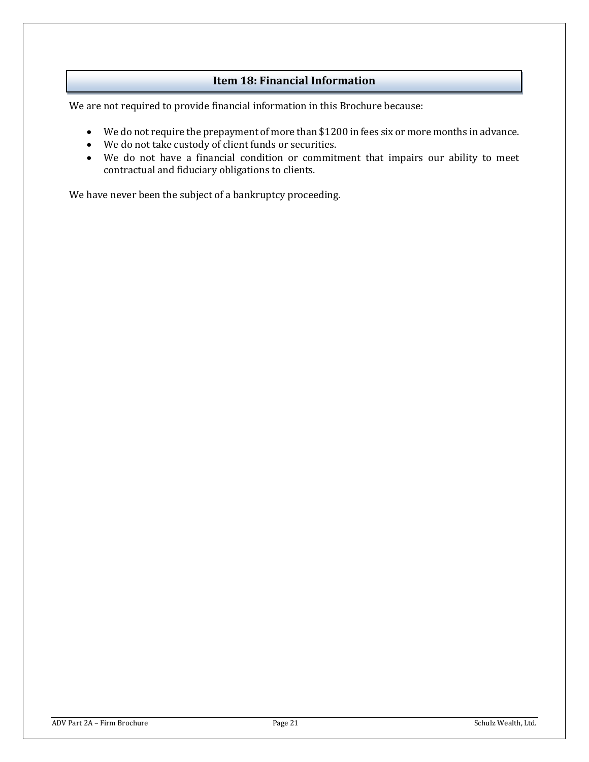## Item 18: Financial Information

We are not required to provide financial information in this Brochure because:

- We do not require the prepayment of more than $1200 in fees six or more months in advance.
- We do not take custody of client funds or securities.
- We do not have a financial condition or commitment that impairs our ability to meet contractual and fiduciary obligations to clients.

We have never been the subject of a bankruptcy proceeding.